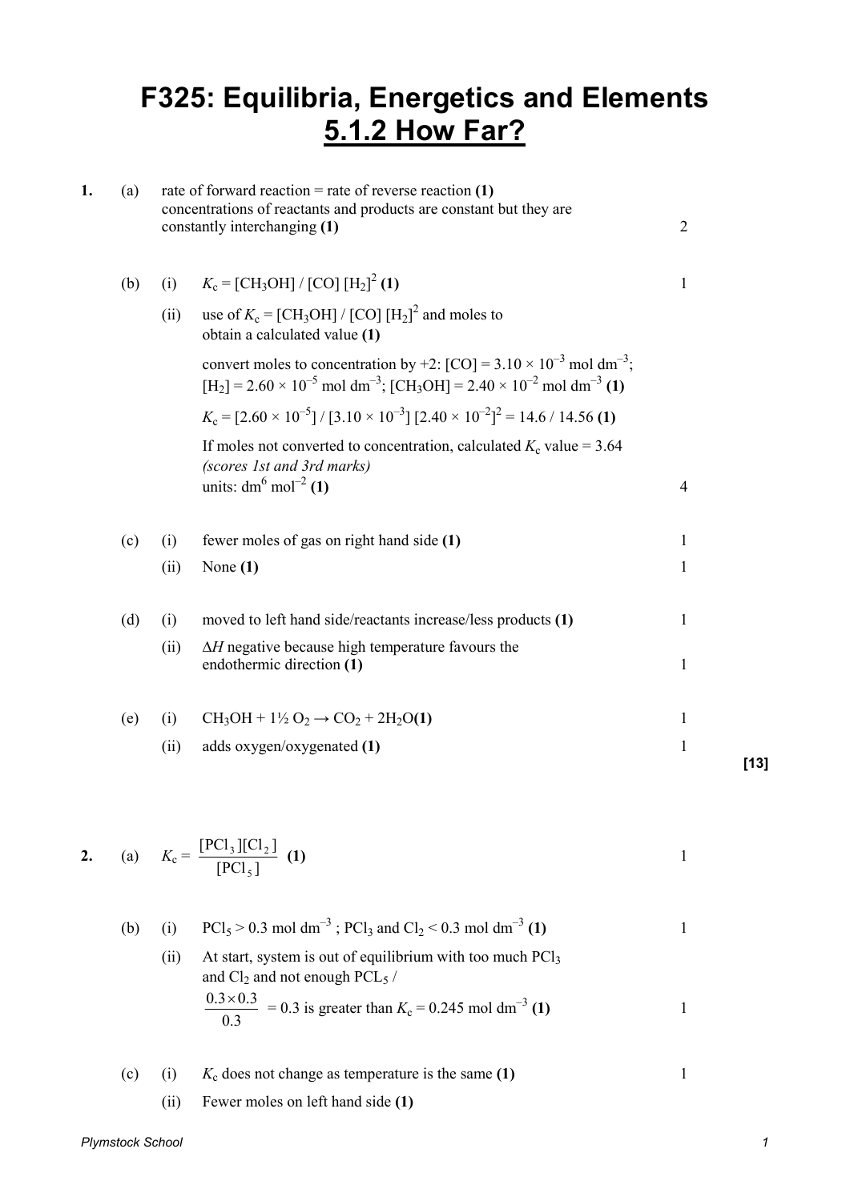# F325: Equilibria, Energetics and Elements

## 5.1.2 How Far?

**1.** (a) rate of forward reaction = rate of reverse reaction **(1)**
concentrations of reactants and products are constant but they are constantly interchanging **(1)** — 2

(b) (i) $K_c = [CH_3OH] / [CO] [H_2]^2$ **(1)** — 1

(ii) use of $K_c = [CH_3OH] / [CO] [H_2]^2$ and moles to obtain a calculated value **(1)**

convert moles to concentration by ÷2: $[CO] = 3.10 \times 10^{-3}$ mol dm$^{-3}$; $[H_2] = 2.60 \times 10^{-5}$ mol dm$^{-3}$; $[CH_3OH] = 2.40 \times 10^{-2}$ mol dm$^{-3}$ **(1)**

$K_c = [2.60 \times 10^{-5}] / [3.10 \times 10^{-3}] [2.40 \times 10^{-2}]^2 = 14.6 / 14.56$ **(1)**

If moles not converted to concentration, calculated $K_c$ value = 3.64
*(scores 1st and 3rd marks)*
units: dm$^6$ mol$^{-2}$ **(1)** — 4

(c) (i) fewer moles of gas on right hand side **(1)** — 1

(ii) None **(1)** — 1

(d) (i) moved to left hand side/reactants increase/less products **(1)** — 1

(ii) $\Delta H$ negative because high temperature favours the endothermic direction **(1)** — 1

(e) (i) $CH_3OH + 1\frac{1}{2} O_2 \rightarrow CO_2 + 2H_2O$ **(1)** — 1

(ii) adds oxygen/oxygenated **(1)** — 1

**[13]**

**2.** (a) $K_c = \dfrac{[PCl_3][Cl_2]}{[PCl_5]}$ **(1)** — 1

(b) (i) $PCl_5 > 0.3$ mol dm$^{-3}$ ; $PCl_3$ and $Cl_2 < 0.3$ mol dm$^{-3}$ **(1)** — 1

(ii) At start, system is out of equilibrium with too much $PCl_3$ and $Cl_2$ and not enough $PCL_5$ /
$\dfrac{0.3 \times 0.3}{0.3} = 0.3$ is greater than $K_c = 0.245$ mol dm$^{-3}$ **(1)** — 1

(c) (i) $K_c$ does not change as temperature is the same **(1)** — 1

(ii) Fewer moles on left hand side **(1)**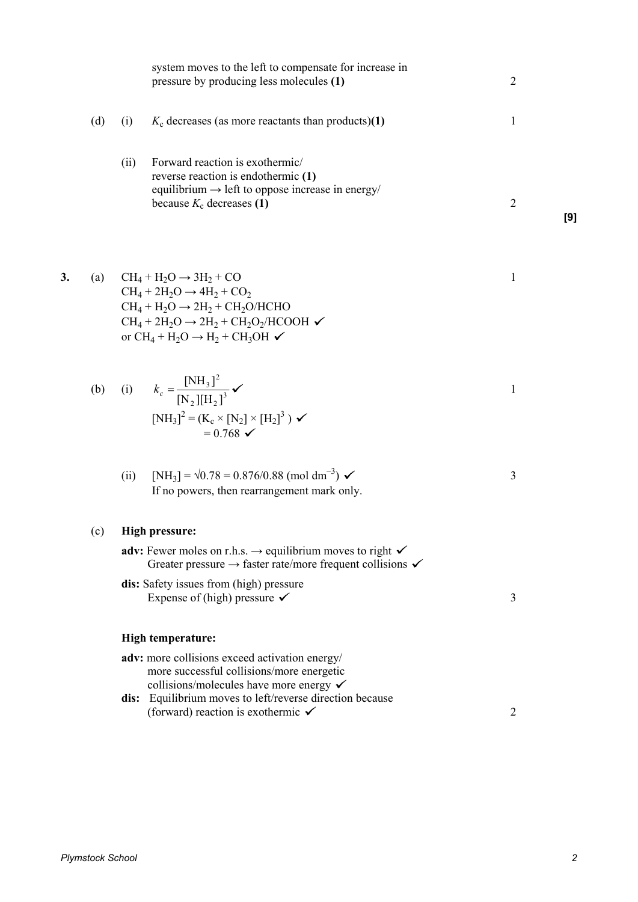system moves to the left to compensate for increase in pressure by producing less molecules **(1)** 2

(d) (i) $K_c$ decreases (as more reactants than products)**(1)** 1

(ii) Forward reaction is exothermic/
reverse reaction is endothermic **(1)**
equilibrium → left to oppose increase in energy/
because $K_c$ decreases **(1)** 2

**[9]**

**3.** (a) $CH_4 + H_2O \rightarrow 3H_2 + CO$ 1
$CH_4 + 2H_2O \rightarrow 4H_2 + CO_2$
$CH_4 + H_2O \rightarrow 2H_2 + CH_2O/HCHO$
$CH_4 + 2H_2O \rightarrow 2H_2 + CH_2O_2/HCOOH$ ✓
or $CH_4 + H_2O \rightarrow H_2 + CH_3OH$ ✓

(b) (i) $k_c = \dfrac{[NH_3]^2}{[N_2][H_2]^3}$ ✓ 1
$[NH_3]^2 = (K_c \times [N_2] \times [H_2]^3)$ ✓
$= 0.768$ ✓

(ii) $[NH_3] = \sqrt{0.78} = 0.876/0.88$ (mol dm$^{-3}$) ✓ 3
If no powers, then rearrangement mark only.

(c) **High pressure:**

**adv:** Fewer moles on r.h.s. → equilibrium moves to right ✓
Greater pressure → faster rate/more frequent collisions ✓

**dis:** Safety issues from (high) pressure
Expense of (high) pressure ✓ 3

**High temperature:**

**adv:** more collisions exceed activation energy/
more successful collisions/more energetic
collisions/molecules have more energy ✓

**dis:** Equilibrium moves to left/reverse direction because
(forward) reaction is exothermic ✓ 2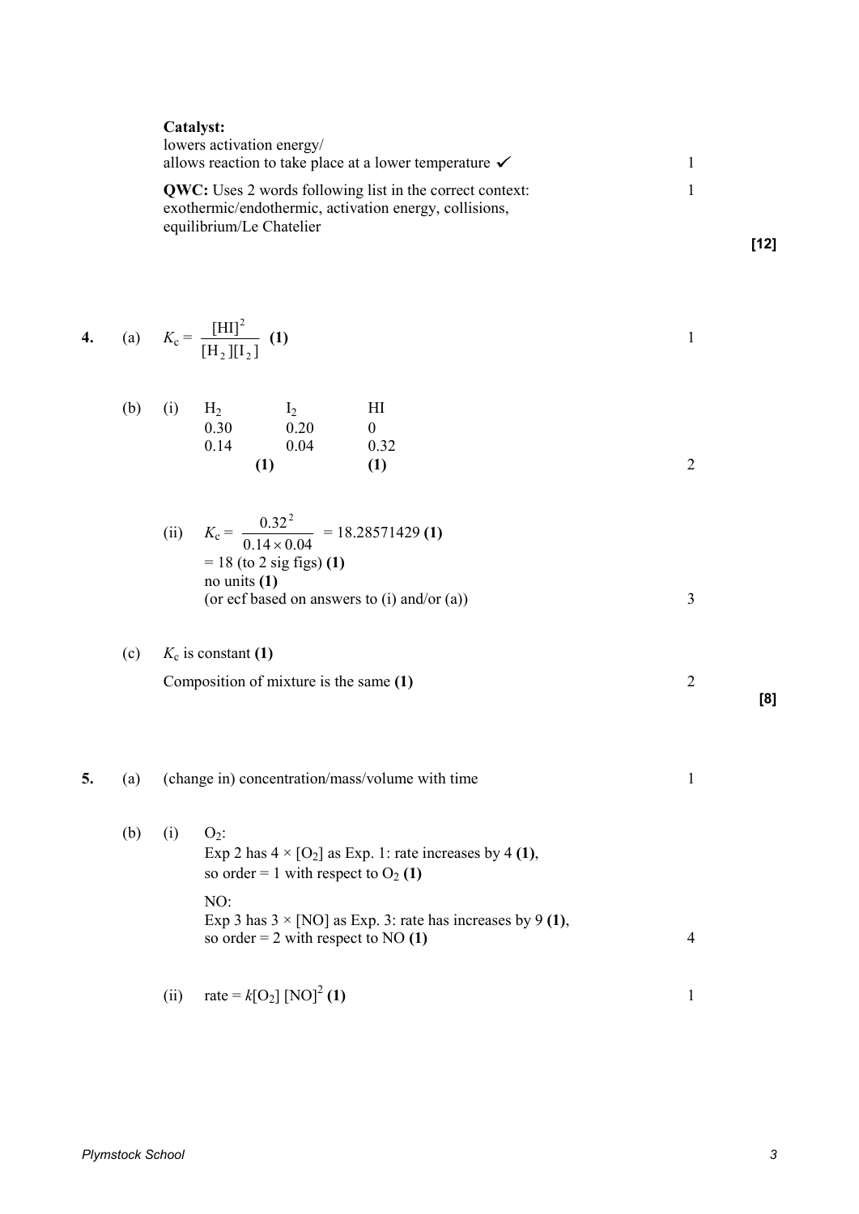**Catalyst:**
lowers activation energy/
allows reaction to take place at a lower temperature ✓ 1

**QWC:** Uses 2 words following list in the correct context: exothermic/endothermic, activation energy, collisions, equilibrium/Le Chatelier 1

**[12]**

**4.** (a) $K_c = \dfrac{[HI]^2}{[H_2][I_2]}$ **(1)** 1

(b) (i)

| $H_2$ | $I_2$ | HI |
|---|---|---|
| 0.30 | 0.20 | 0 |
| 0.14 | 0.04 | 0.32 |
| | **(1)** | **(1)** |

2

(ii) $K_c = \dfrac{0.32^2}{0.14 \times 0.04} = 18.28571429$ **(1)**

= 18 (to 2 sig figs) **(1)**

no units **(1)**

(or ecf based on answers to (i) and/or (a)) 3

(c) $K_c$ is constant **(1)**

Composition of mixture is the same **(1)** 2

**[8]**

**5.** (a) (change in) concentration/mass/volume with time 1

(b) (i) $O_2$:
Exp 2 has $4 \times [O_2]$ as Exp. 1: rate increases by 4 **(1)**,
so order = 1 with respect to $O_2$ **(1)**

NO:
Exp 3 has $3 \times$ [NO] as Exp. 3: rate has increases by 9 **(1)**,
so order = 2 with respect to NO **(1)** 4

(ii) rate = $k[O_2]\,[NO]^2$ **(1)** 1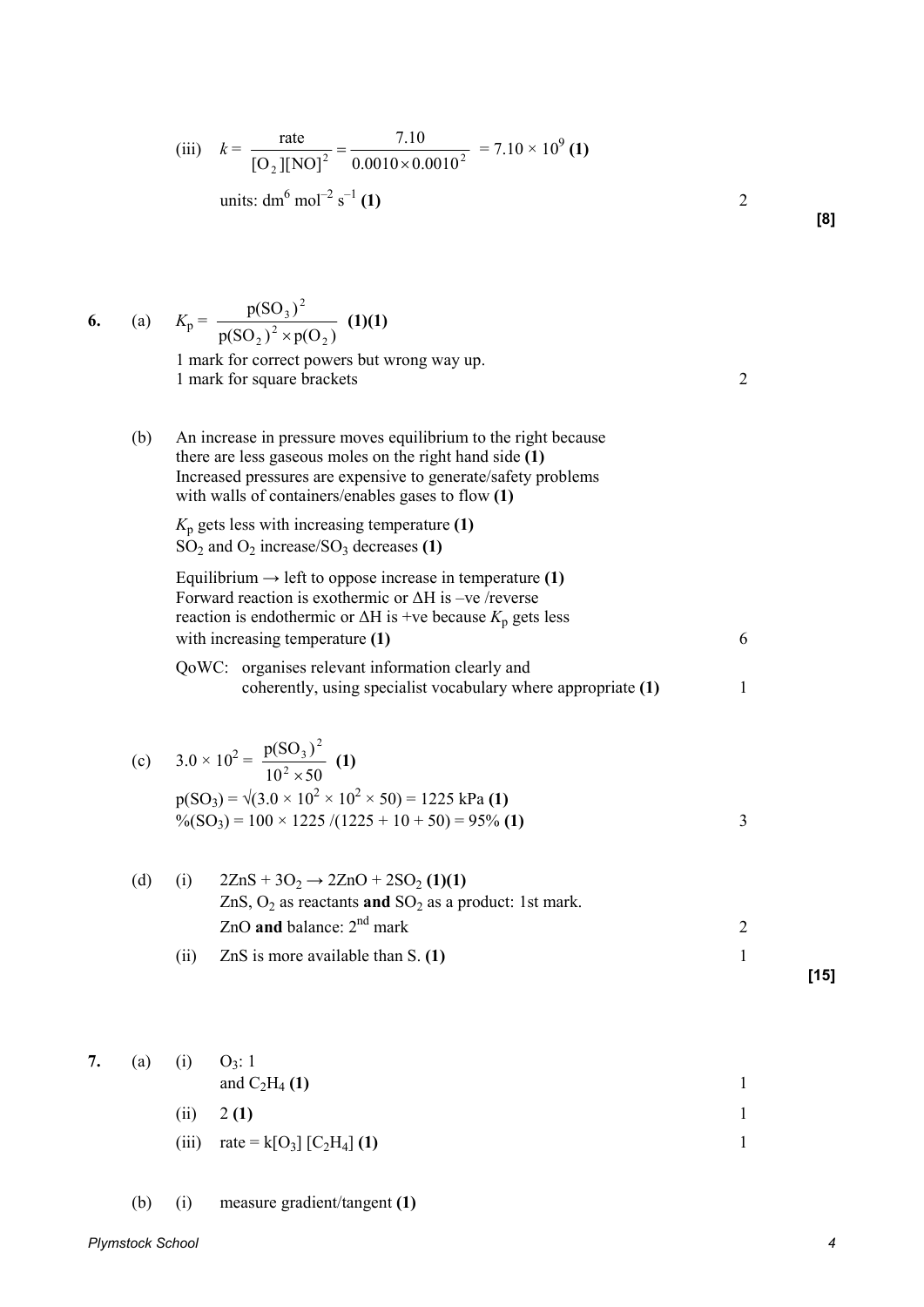(iii) $k = \dfrac{\text{rate}}{[O_2][NO]^2} = \dfrac{7.10}{0.0010 \times 0.0010^2} = 7.10 \times 10^9$ **(1)**

units: $dm^6\ mol^{-2}\ s^{-1}$ **(1)** — 2

**[8]**

**6.** (a) $K_p = \dfrac{p(SO_3)^2}{p(SO_2)^2 \times p(O_2)}$ **(1)(1)**

1 mark for correct powers but wrong way up.
1 mark for square brackets — 2

(b) An increase in pressure moves equilibrium to the right because there are less gaseous moles on the right hand side **(1)**
Increased pressures are expensive to generate/safety problems with walls of containers/enables gases to flow **(1)**

$K_p$ gets less with increasing temperature **(1)**
$SO_2$ and $O_2$ increase/$SO_3$ decreases **(1)**

Equilibrium → left to oppose increase in temperature **(1)**
Forward reaction is exothermic or ΔH is –ve /reverse reaction is endothermic or ΔH is +ve because $K_p$ gets less with increasing temperature **(1)** — 6

QoWC: organises relevant information clearly and coherently, using specialist vocabulary where appropriate **(1)** — 1

(c) $3.0 \times 10^2 = \dfrac{p(SO_3)^2}{10^2 \times 50}$ **(1)**

$p(SO_3) = \sqrt{(3.0 \times 10^2 \times 10^2 \times 50)} = 1225$ kPa **(1)**
$\%(SO_3) = 100 \times 1225 / (1225 + 10 + 50) = 95\%$ **(1)** — 3

(d) (i) $2ZnS + 3O_2 \rightarrow 2ZnO + 2SO_2$ **(1)(1)**
ZnS, $O_2$ as reactants **and** $SO_2$ as a product: 1st mark.
ZnO **and** balance: 2nd mark — 2

(ii) ZnS is more available than S. **(1)** — 1

**[15]**

**7.** (a) (i) $O_3$: 1
and $C_2H_4$ **(1)** — 1

(ii) 2 **(1)** — 1

(iii) rate = $k[O_3]\ [C_2H_4]$ **(1)** — 1

(b) (i) measure gradient/tangent **(1)**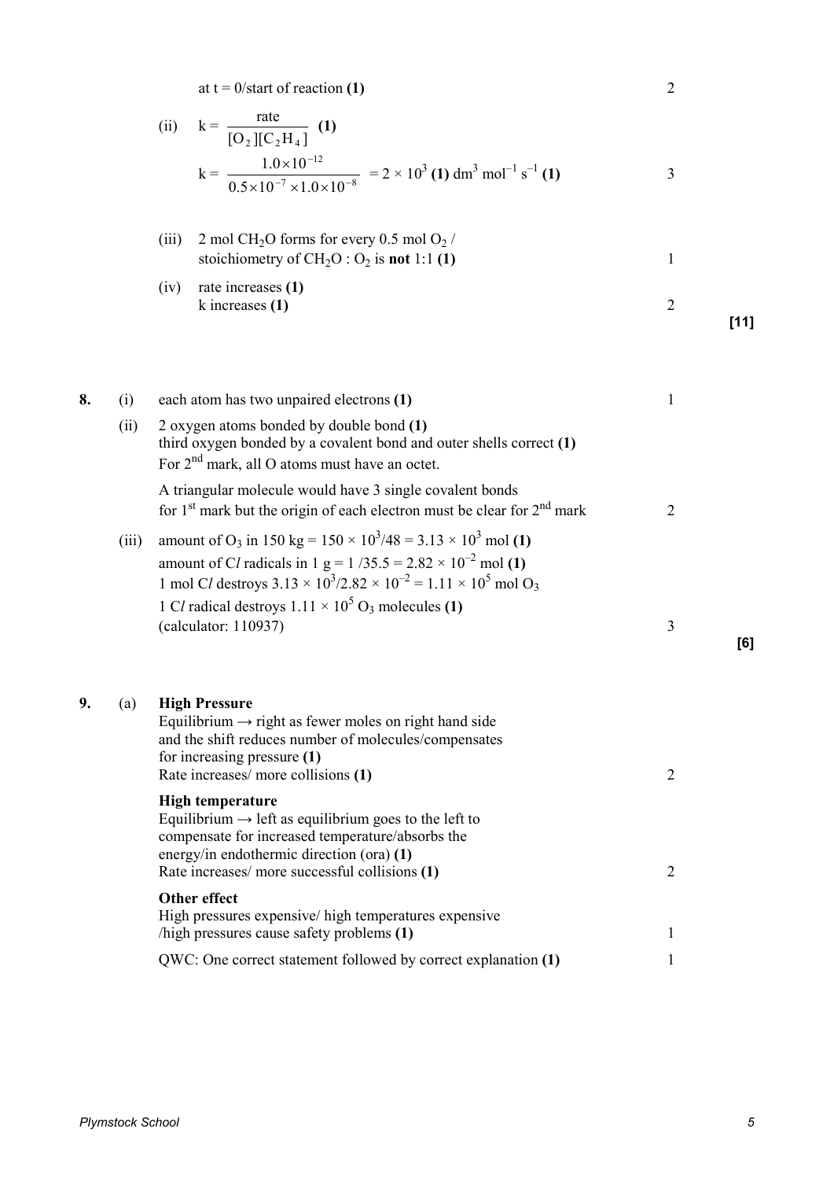at t = 0/start of reaction **(1)** 2

(ii) $k = \dfrac{\text{rate}}{[O_2][C_2H_4]}$ **(1)**

$k = \dfrac{1.0\times10^{-12}}{0.5\times10^{-7}\times1.0\times10^{-8}} = 2\times10^3$ **(1)** $dm^3\ mol^{-1}\ s^{-1}$ **(1)** 3

(iii) 2 mol $CH_2O$ forms for every 0.5 mol $O_2$ / stoichiometry of $CH_2O : O_2$ is **not** 1:1 **(1)** 1

(iv) rate increases **(1)**
k increases **(1)** 2

**[11]**

**8.** (i) each atom has two unpaired electrons **(1)** 1

(ii) 2 oxygen atoms bonded by double bond **(1)**
third oxygen bonded by a covalent bond and outer shells correct **(1)**
For 2nd mark, all O atoms must have an octet.

A triangular molecule would have 3 single covalent bonds for 1st mark but the origin of each electron must be clear for 2nd mark 2

(iii) amount of $O_3$ in 150 kg = $150\times10^3/48 = 3.13\times10^3$ mol **(1)**
amount of $Cl$ radicals in 1 g = $1/35.5 = 2.82\times10^{-2}$ mol **(1)**
1 mol $Cl$ destroys $3.13\times10^3/2.82\times10^{-2} = 1.11\times10^5$ mol $O_3$
1 $Cl$ radical destroys $1.11\times10^5$ $O_3$ molecules **(1)**
(calculator: 110937) 3

**[6]**

**9.** (a) **High Pressure**
Equilibrium → right as fewer moles on right hand side and the shift reduces number of molecules/compensates for increasing pressure **(1)**
Rate increases/ more collisions **(1)** 2

**High temperature**
Equilibrium → left as equilibrium goes to the left to compensate for increased temperature/absorbs the energy/in endothermic direction (ora) **(1)**
Rate increases/ more successful collisions **(1)** 2

**Other effect**
High pressures expensive/ high temperatures expensive /high pressures cause safety problems **(1)** 1

QWC: One correct statement followed by correct explanation **(1)** 1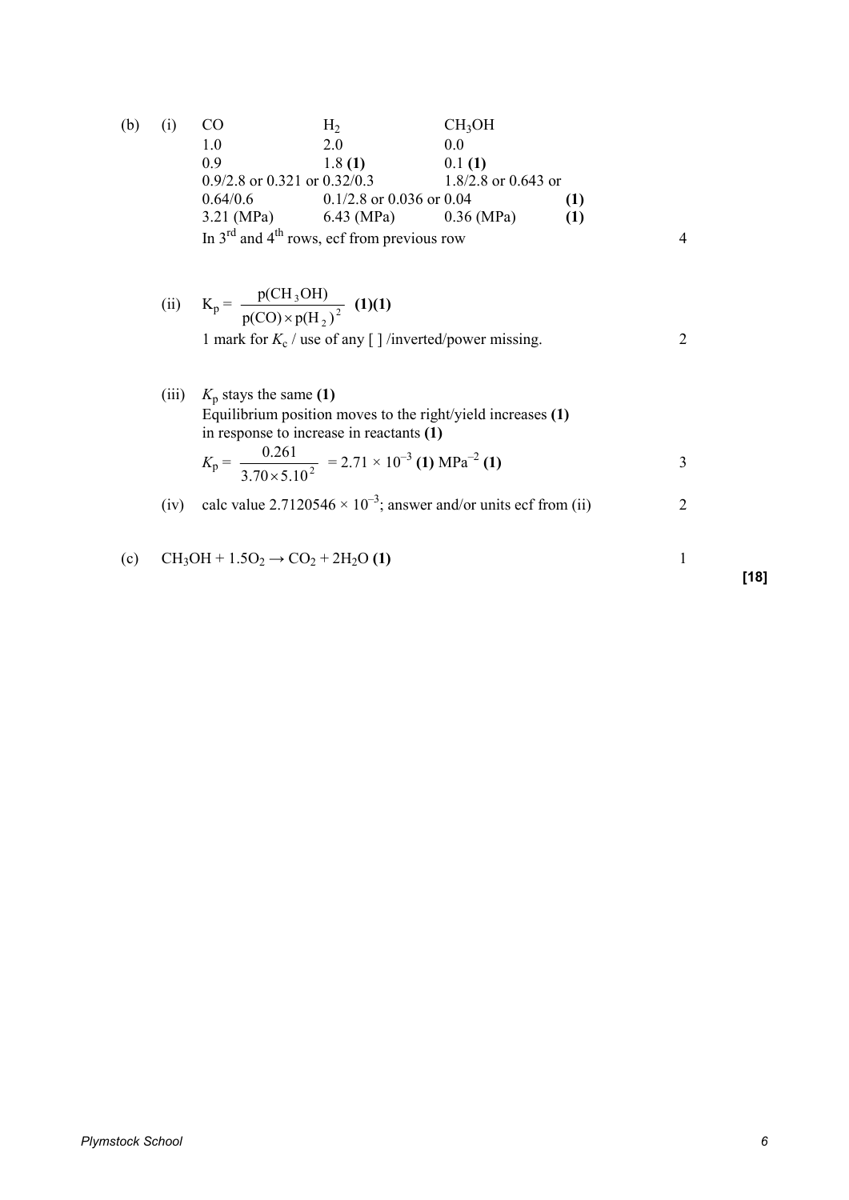(b) (i)

| CO | $H_2$ | $CH_3OH$ | |
|---|---|---|---|
| 1.0 | 2.0 | 0.0 | |
| 0.9 | 1.8 **(1)** | 0.1 **(1)** | |
| 0.9/2.8 or 0.321 or 0.32/0.3 | | 1.8/2.8 or 0.643 or | |
| 0.64/0.6 | 0.1/2.8 or 0.036 or 0.04 | | **(1)** |
| 3.21 (MPa) | 6.43 (MPa) | 0.36 (MPa) | **(1)** |

In 3rd and 4th rows, ecf from previous row — 4

(ii) $K_p = \dfrac{p(CH_3OH)}{p(CO) \times p(H_2)^2}$ **(1)(1)**

1 mark for $K_c$ / use of any [ ] /inverted/power missing. — 2

(iii) $K_p$ stays the same **(1)**

Equilibrium position moves to the right/yield increases **(1)**

in response to increase in reactants **(1)**

$K_p = \dfrac{0.261}{3.70 \times 5.10^2} = 2.71 \times 10^{-3}$ **(1)** $MPa^{-2}$ **(1)** — 3

(iv) calc value $2.7120546 \times 10^{-3}$; answer and/or units ecf from (ii) — 2

(c) $CH_3OH + 1.5O_2 \rightarrow CO_2 + 2H_2O$ **(1)** — 1

**[18]**